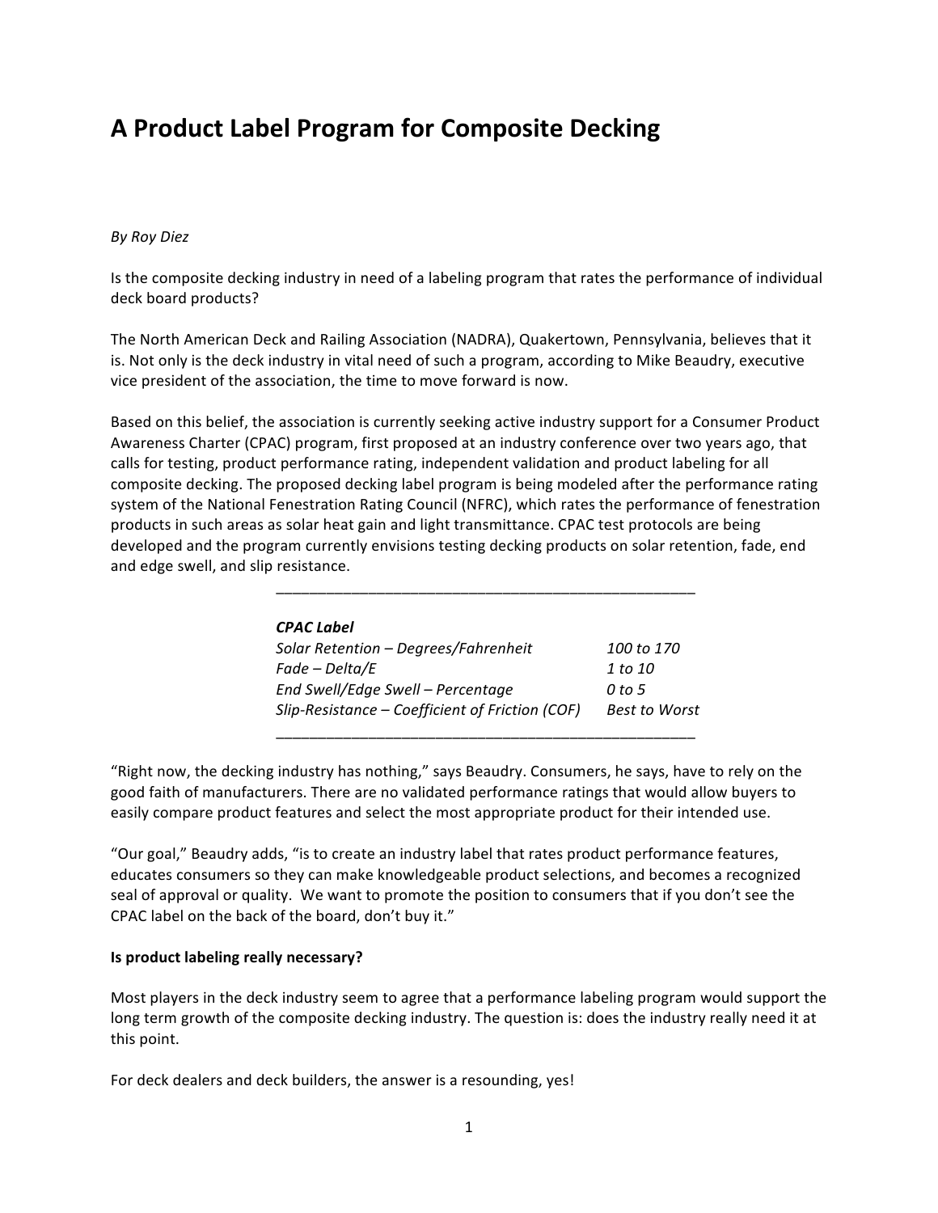# A Product Label Program for Composite Decking

*By Roy Diez*

Is the composite decking industry in need of a labeling program that rates the performance of individual deck board products?

The North American Deck and Railing Association (NADRA), Quakertown, Pennsylvania, believes that it is. Not only is the deck industry in vital need of such a program, according to Mike Beaudry, executive vice president of the association, the time to move forward is now.

Based on this belief, the association is currently seeking active industry support for a Consumer Product Awareness Charter (CPAC) program, first proposed at an industry conference over two years ago, that calls for testing, product performance rating, independent validation and product labeling for all composite decking. The proposed decking label program is being modeled after the performance rating system of the National Fenestration Rating Council (NFRC), which rates the performance of fenestration products in such areas as solar heat gain and light transmittance. CPAC test protocols are being developed and the program currently envisions testing decking products on solar retention, fade, end and edge swell, and slip resistance.

| *CPAC Label* | |
|---|---|
| *Solar Retention – Degrees/Fahrenheit* | *100 to 170* |
| *Fade – Delta/E* | *1 to 10* |
| *End Swell/Edge Swell – Percentage* | *0 to 5* |
| *Slip-Resistance – Coefficient of Friction (COF)* | *Best to Worst* |

"Right now, the decking industry has nothing," says Beaudry. Consumers, he says, have to rely on the good faith of manufacturers. There are no validated performance ratings that would allow buyers to easily compare product features and select the most appropriate product for their intended use.

"Our goal," Beaudry adds, "is to create an industry label that rates product performance features, educates consumers so they can make knowledgeable product selections, and becomes a recognized seal of approval or quality. We want to promote the position to consumers that if you don't see the CPAC label on the back of the board, don't buy it."

**Is product labeling really necessary?**

Most players in the deck industry seem to agree that a performance labeling program would support the long term growth of the composite decking industry. The question is: does the industry really need it at this point.

For deck dealers and deck builders, the answer is a resounding, yes!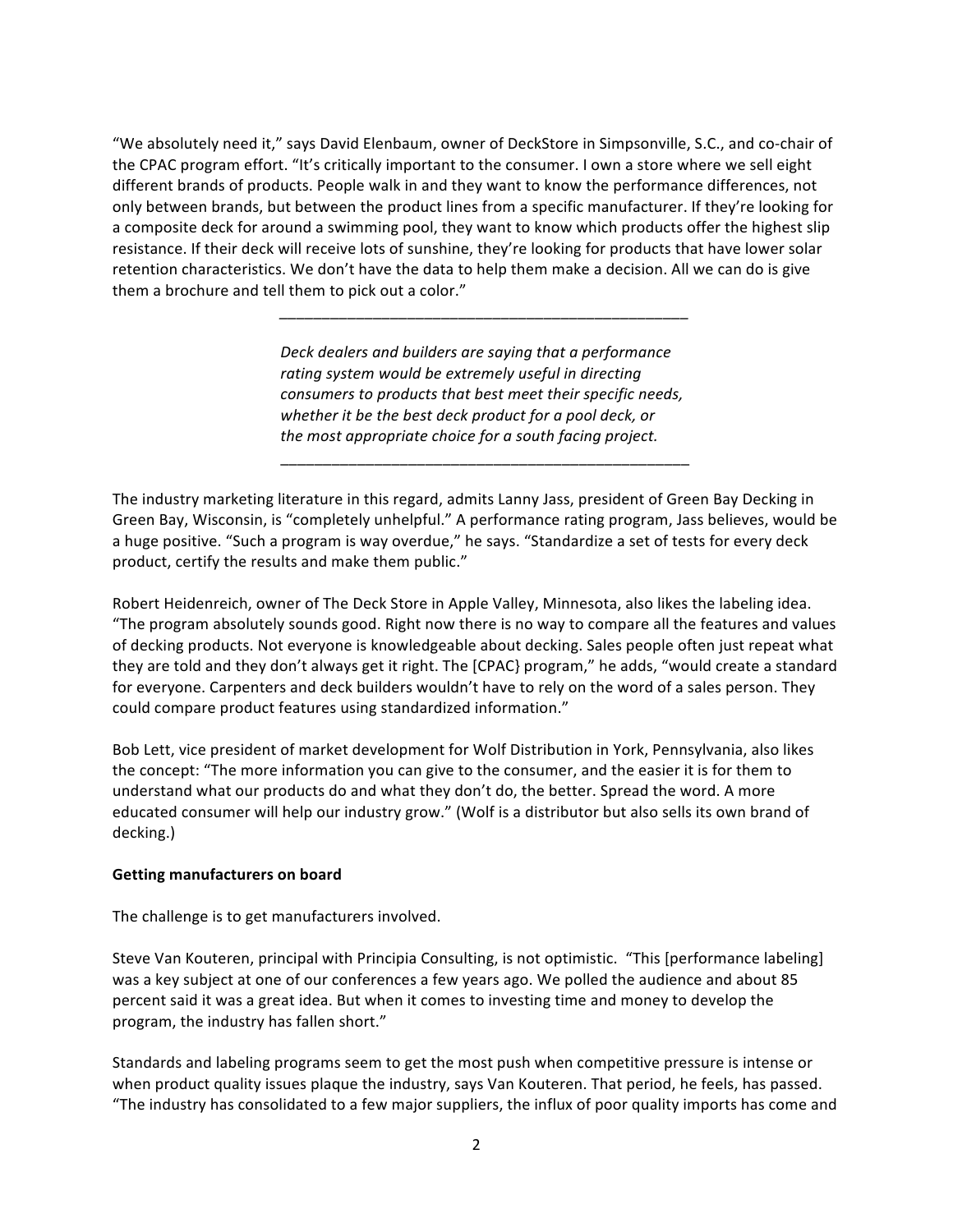"We absolutely need it," says David Elenbaum, owner of DeckStore in Simpsonville, S.C., and co-chair of the CPAC program effort. "It's critically important to the consumer. I own a store where we sell eight different brands of products. People walk in and they want to know the performance differences, not only between brands, but between the product lines from a specific manufacturer. If they're looking for a composite deck for around a swimming pool, they want to know which products offer the highest slip resistance. If their deck will receive lots of sunshine, they're looking for products that have lower solar retention characteristics. We don't have the data to help them make a decision. All we can do is give them a brochure and tell them to pick out a color."

---

*Deck dealers and builders are saying that a performance rating system would be extremely useful in directing consumers to products that best meet their specific needs, whether it be the best deck product for a pool deck, or the most appropriate choice for a south facing project.*

---

The industry marketing literature in this regard, admits Lanny Jass, president of Green Bay Decking in Green Bay, Wisconsin, is "completely unhelpful." A performance rating program, Jass believes, would be a huge positive. "Such a program is way overdue," he says. "Standardize a set of tests for every deck product, certify the results and make them public."

Robert Heidenreich, owner of The Deck Store in Apple Valley, Minnesota, also likes the labeling idea. "The program absolutely sounds good. Right now there is no way to compare all the features and values of decking products. Not everyone is knowledgeable about decking. Sales people often just repeat what they are told and they don't always get it right. The [CPAC} program," he adds, "would create a standard for everyone. Carpenters and deck builders wouldn't have to rely on the word of a sales person. They could compare product features using standardized information."

Bob Lett, vice president of market development for Wolf Distribution in York, Pennsylvania, also likes the concept: "The more information you can give to the consumer, and the easier it is for them to understand what our products do and what they don't do, the better. Spread the word. A more educated consumer will help our industry grow." (Wolf is a distributor but also sells its own brand of decking.)

**Getting manufacturers on board**

The challenge is to get manufacturers involved.

Steve Van Kouteren, principal with Principia Consulting, is not optimistic. "This [performance labeling] was a key subject at one of our conferences a few years ago. We polled the audience and about 85 percent said it was a great idea. But when it comes to investing time and money to develop the program, the industry has fallen short."

Standards and labeling programs seem to get the most push when competitive pressure is intense or when product quality issues plaque the industry, says Van Kouteren. That period, he feels, has passed. "The industry has consolidated to a few major suppliers, the influx of poor quality imports has come and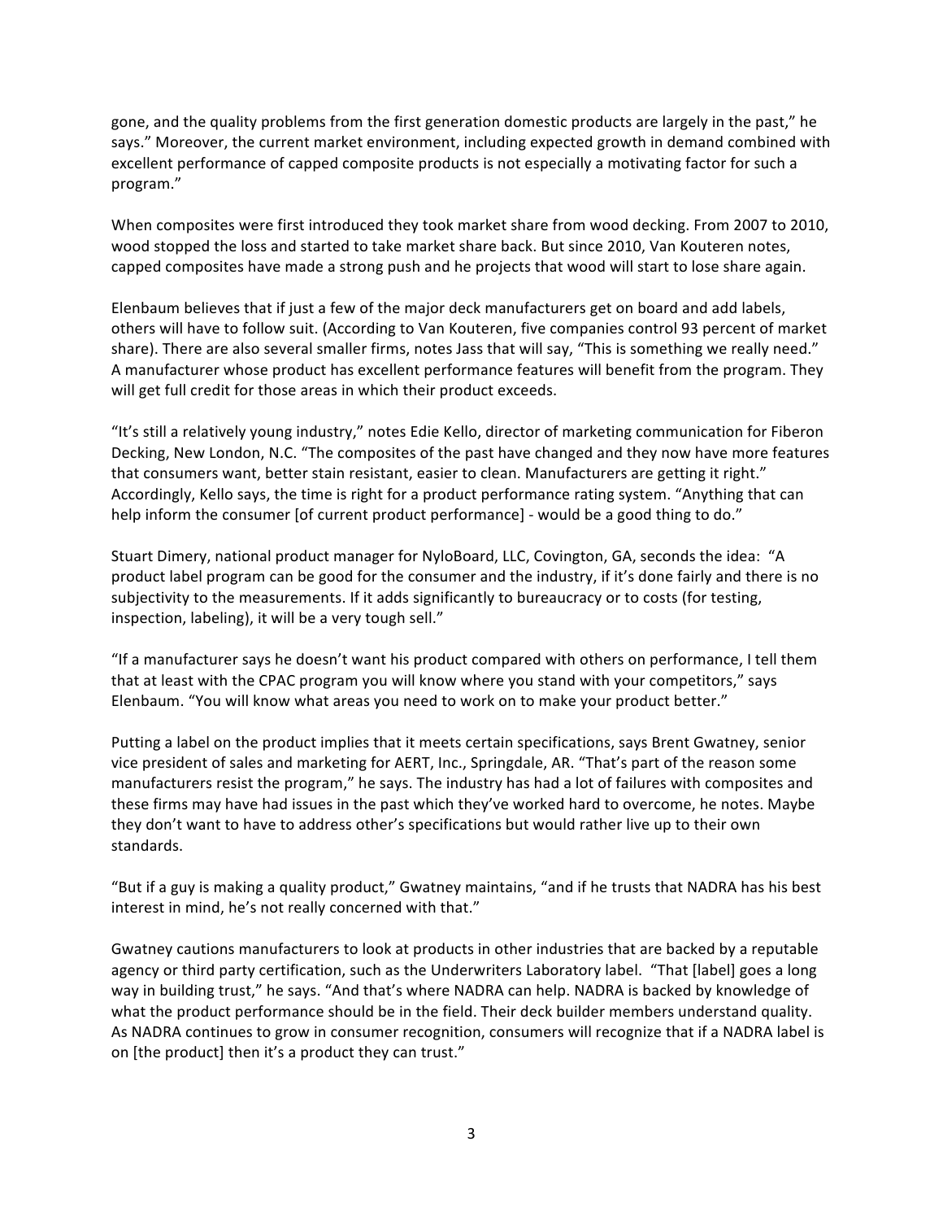gone, and the quality problems from the first generation domestic products are largely in the past," he says." Moreover, the current market environment, including expected growth in demand combined with excellent performance of capped composite products is not especially a motivating factor for such a program."

When composites were first introduced they took market share from wood decking. From 2007 to 2010, wood stopped the loss and started to take market share back. But since 2010, Van Kouteren notes, capped composites have made a strong push and he projects that wood will start to lose share again.

Elenbaum believes that if just a few of the major deck manufacturers get on board and add labels, others will have to follow suit. (According to Van Kouteren, five companies control 93 percent of market share). There are also several smaller firms, notes Jass that will say, "This is something we really need." A manufacturer whose product has excellent performance features will benefit from the program. They will get full credit for those areas in which their product exceeds.

"It's still a relatively young industry," notes Edie Kello, director of marketing communication for Fiberon Decking, New London, N.C. "The composites of the past have changed and they now have more features that consumers want, better stain resistant, easier to clean. Manufacturers are getting it right." Accordingly, Kello says, the time is right for a product performance rating system. "Anything that can help inform the consumer [of current product performance] - would be a good thing to do."

Stuart Dimery, national product manager for NyloBoard, LLC, Covington, GA, seconds the idea: "A product label program can be good for the consumer and the industry, if it's done fairly and there is no subjectivity to the measurements. If it adds significantly to bureaucracy or to costs (for testing, inspection, labeling), it will be a very tough sell."

"If a manufacturer says he doesn't want his product compared with others on performance, I tell them that at least with the CPAC program you will know where you stand with your competitors," says Elenbaum. "You will know what areas you need to work on to make your product better."

Putting a label on the product implies that it meets certain specifications, says Brent Gwatney, senior vice president of sales and marketing for AERT, Inc., Springdale, AR. "That's part of the reason some manufacturers resist the program," he says. The industry has had a lot of failures with composites and these firms may have had issues in the past which they've worked hard to overcome, he notes. Maybe they don't want to have to address other's specifications but would rather live up to their own standards.

"But if a guy is making a quality product," Gwatney maintains, "and if he trusts that NADRA has his best interest in mind, he's not really concerned with that."

Gwatney cautions manufacturers to look at products in other industries that are backed by a reputable agency or third party certification, such as the Underwriters Laboratory label. "That [label] goes a long way in building trust," he says. "And that's where NADRA can help. NADRA is backed by knowledge of what the product performance should be in the field. Their deck builder members understand quality. As NADRA continues to grow in consumer recognition, consumers will recognize that if a NADRA label is on [the product] then it's a product they can trust."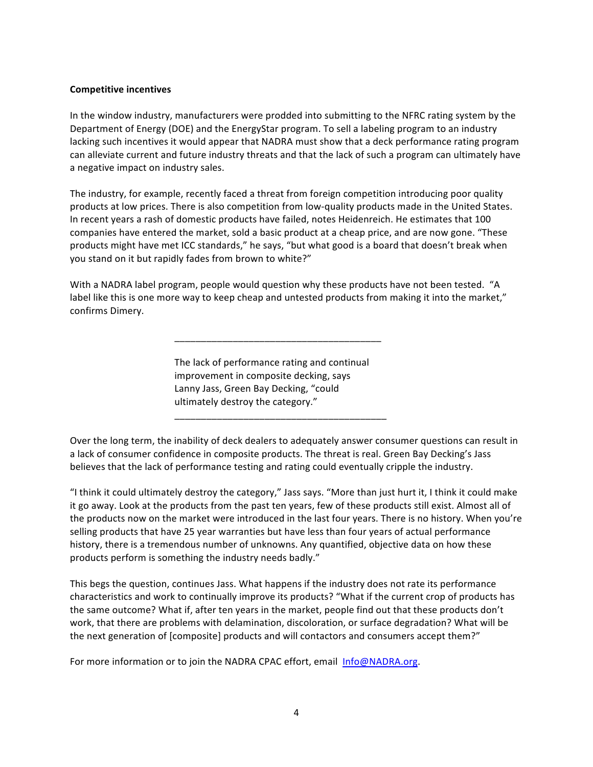**Competitive incentives**

In the window industry, manufacturers were prodded into submitting to the NFRC rating system by the Department of Energy (DOE) and the EnergyStar program. To sell a labeling program to an industry lacking such incentives it would appear that NADRA must show that a deck performance rating program can alleviate current and future industry threats and that the lack of such a program can ultimately have a negative impact on industry sales.

The industry, for example, recently faced a threat from foreign competition introducing poor quality products at low prices. There is also competition from low-quality products made in the United States. In recent years a rash of domestic products have failed, notes Heidenreich. He estimates that 100 companies have entered the market, sold a basic product at a cheap price, and are now gone. "These products might have met ICC standards," he says, "but what good is a board that doesn't break when you stand on it but rapidly fades from brown to white?"

With a NADRA label program, people would question why these products have not been tested. "A label like this is one more way to keep cheap and untested products from making it into the market," confirms Dimery.

---

> The lack of performance rating and continual improvement in composite decking, says Lanny Jass, Green Bay Decking, "could ultimately destroy the category."

---

Over the long term, the inability of deck dealers to adequately answer consumer questions can result in a lack of consumer confidence in composite products. The threat is real. Green Bay Decking's Jass believes that the lack of performance testing and rating could eventually cripple the industry.

"I think it could ultimately destroy the category," Jass says. "More than just hurt it, I think it could make it go away. Look at the products from the past ten years, few of these products still exist. Almost all of the products now on the market were introduced in the last four years. There is no history. When you're selling products that have 25 year warranties but have less than four years of actual performance history, there is a tremendous number of unknowns. Any quantified, objective data on how these products perform is something the industry needs badly."

This begs the question, continues Jass. What happens if the industry does not rate its performance characteristics and work to continually improve its products? "What if the current crop of products has the same outcome? What if, after ten years in the market, people find out that these products don't work, that there are problems with delamination, discoloration, or surface degradation? What will be the next generation of [composite] products and will contactors and consumers accept them?"

For more information or to join the NADRA CPAC effort, email Info@NADRA.org.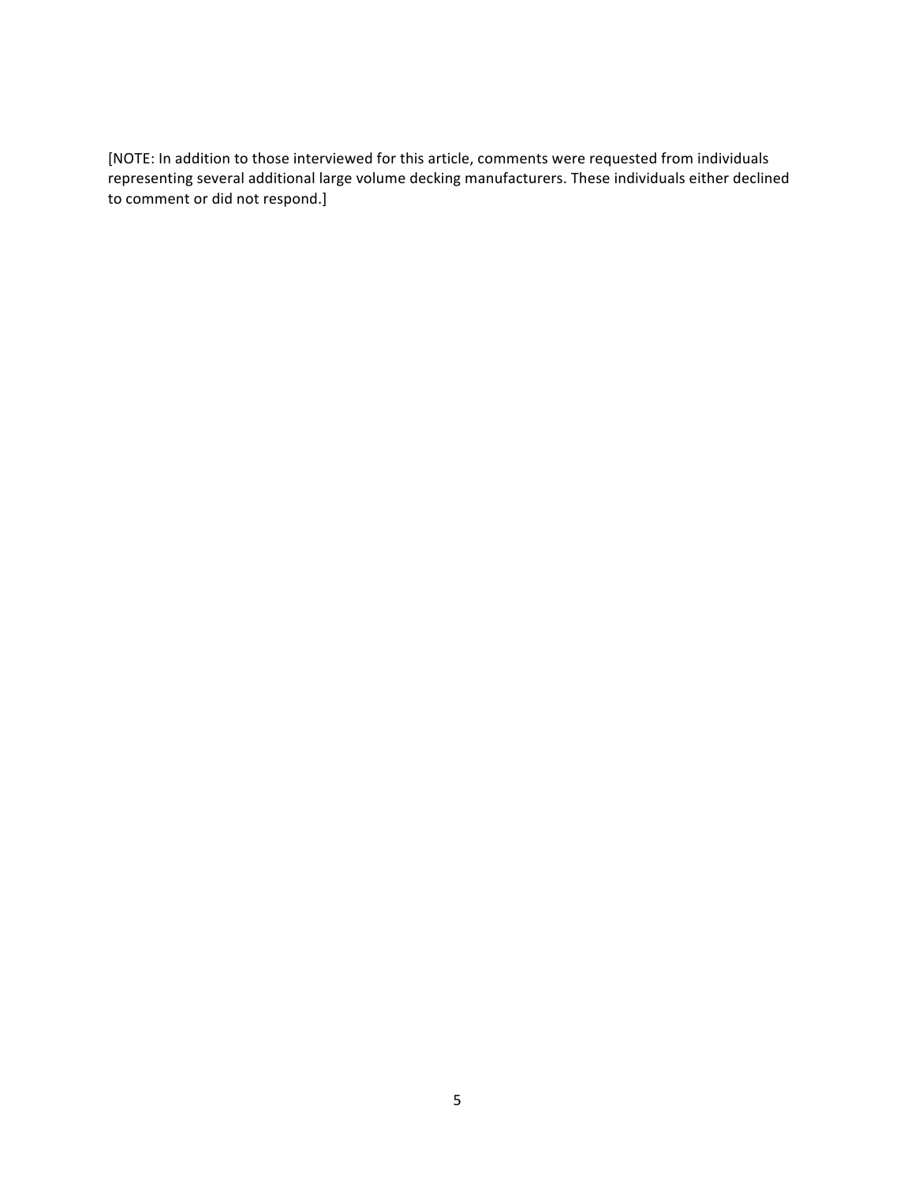[NOTE: In addition to those interviewed for this article, comments were requested from individuals representing several additional large volume decking manufacturers. These individuals either declined to comment or did not respond.]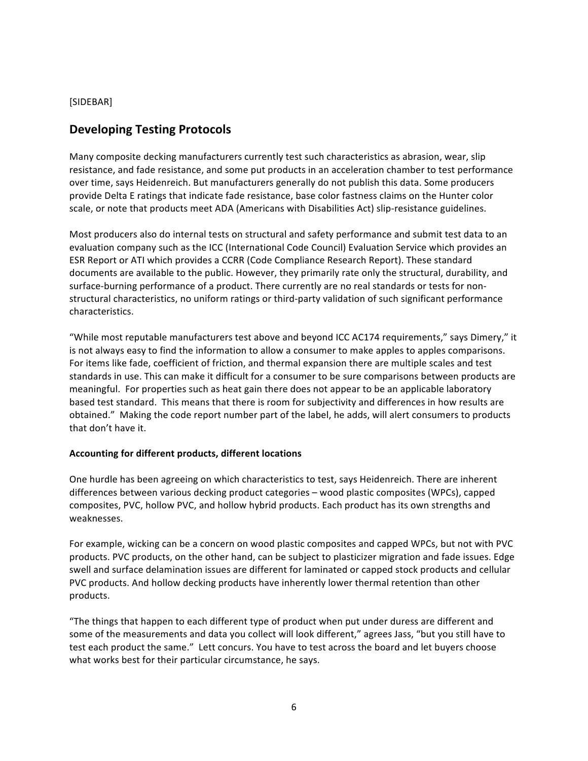[SIDEBAR]

## Developing Testing Protocols

Many composite decking manufacturers currently test such characteristics as abrasion, wear, slip resistance, and fade resistance, and some put products in an acceleration chamber to test performance over time, says Heidenreich. But manufacturers generally do not publish this data. Some producers provide Delta E ratings that indicate fade resistance, base color fastness claims on the Hunter color scale, or note that products meet ADA (Americans with Disabilities Act) slip-resistance guidelines.

Most producers also do internal tests on structural and safety performance and submit test data to an evaluation company such as the ICC (International Code Council) Evaluation Service which provides an ESR Report or ATI which provides a CCRR (Code Compliance Research Report). These standard documents are available to the public. However, they primarily rate only the structural, durability, and surface-burning performance of a product. There currently are no real standards or tests for non-structural characteristics, no uniform ratings or third-party validation of such significant performance characteristics.

"While most reputable manufacturers test above and beyond ICC AC174 requirements," says Dimery," it is not always easy to find the information to allow a consumer to make apples to apples comparisons. For items like fade, coefficient of friction, and thermal expansion there are multiple scales and test standards in use. This can make it difficult for a consumer to be sure comparisons between products are meaningful. For properties such as heat gain there does not appear to be an applicable laboratory based test standard. This means that there is room for subjectivity and differences in how results are obtained." Making the code report number part of the label, he adds, will alert consumers to products that don't have it.

**Accounting for different products, different locations**

One hurdle has been agreeing on which characteristics to test, says Heidenreich. There are inherent differences between various decking product categories – wood plastic composites (WPCs), capped composites, PVC, hollow PVC, and hollow hybrid products. Each product has its own strengths and weaknesses.

For example, wicking can be a concern on wood plastic composites and capped WPCs, but not with PVC products. PVC products, on the other hand, can be subject to plasticizer migration and fade issues. Edge swell and surface delamination issues are different for laminated or capped stock products and cellular PVC products. And hollow decking products have inherently lower thermal retention than other products.

"The things that happen to each different type of product when put under duress are different and some of the measurements and data you collect will look different," agrees Jass, "but you still have to test each product the same." Lett concurs. You have to test across the board and let buyers choose what works best for their particular circumstance, he says.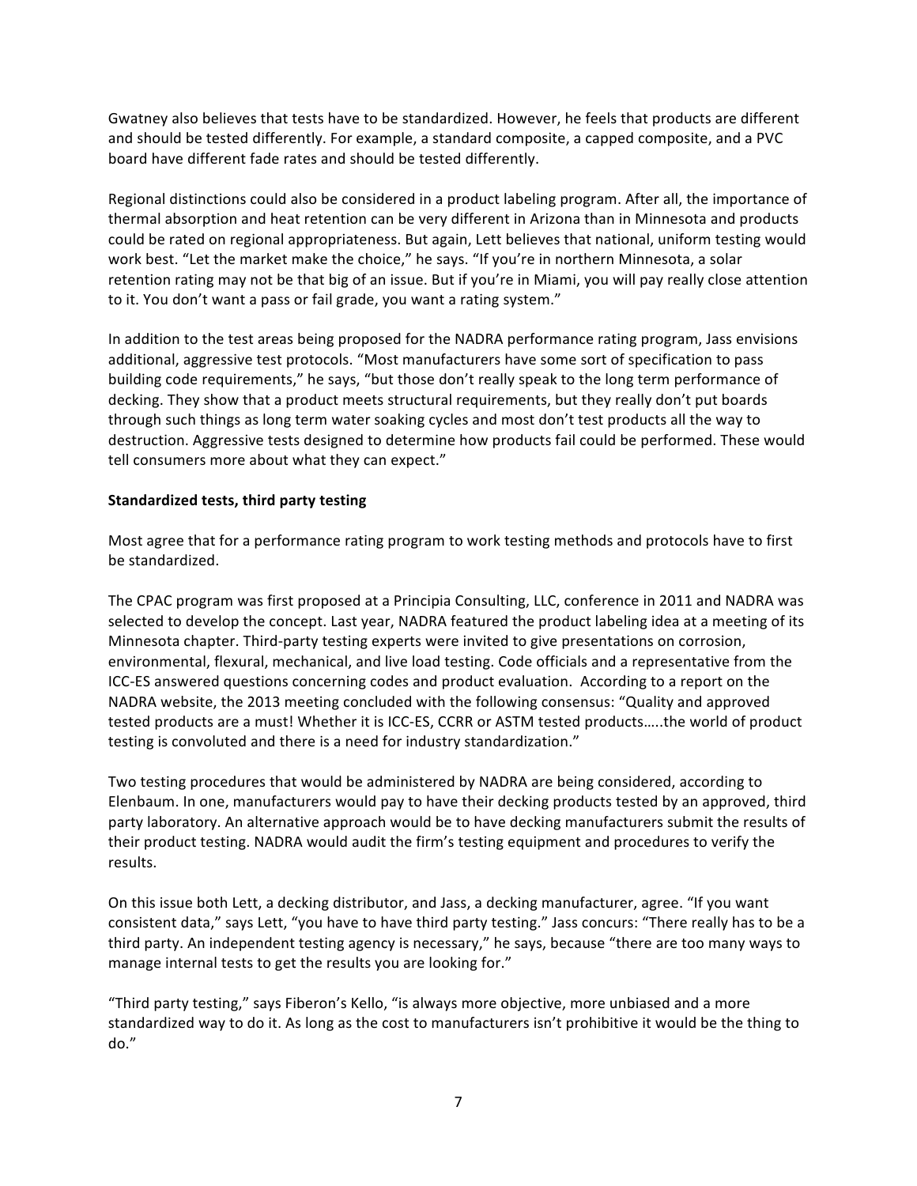Gwatney also believes that tests have to be standardized. However, he feels that products are different and should be tested differently. For example, a standard composite, a capped composite, and a PVC board have different fade rates and should be tested differently.

Regional distinctions could also be considered in a product labeling program. After all, the importance of thermal absorption and heat retention can be very different in Arizona than in Minnesota and products could be rated on regional appropriateness. But again, Lett believes that national, uniform testing would work best. "Let the market make the choice," he says. "If you're in northern Minnesota, a solar retention rating may not be that big of an issue. But if you're in Miami, you will pay really close attention to it. You don't want a pass or fail grade, you want a rating system."

In addition to the test areas being proposed for the NADRA performance rating program, Jass envisions additional, aggressive test protocols. "Most manufacturers have some sort of specification to pass building code requirements," he says, "but those don't really speak to the long term performance of decking. They show that a product meets structural requirements, but they really don't put boards through such things as long term water soaking cycles and most don't test products all the way to destruction. Aggressive tests designed to determine how products fail could be performed. These would tell consumers more about what they can expect."

**Standardized tests, third party testing**

Most agree that for a performance rating program to work testing methods and protocols have to first be standardized.

The CPAC program was first proposed at a Principia Consulting, LLC, conference in 2011 and NADRA was selected to develop the concept. Last year, NADRA featured the product labeling idea at a meeting of its Minnesota chapter. Third-party testing experts were invited to give presentations on corrosion, environmental, flexural, mechanical, and live load testing. Code officials and a representative from the ICC-ES answered questions concerning codes and product evaluation. According to a report on the NADRA website, the 2013 meeting concluded with the following consensus: "Quality and approved tested products are a must! Whether it is ICC-ES, CCRR or ASTM tested products…..the world of product testing is convoluted and there is a need for industry standardization."

Two testing procedures that would be administered by NADRA are being considered, according to Elenbaum. In one, manufacturers would pay to have their decking products tested by an approved, third party laboratory. An alternative approach would be to have decking manufacturers submit the results of their product testing. NADRA would audit the firm's testing equipment and procedures to verify the results.

On this issue both Lett, a decking distributor, and Jass, a decking manufacturer, agree. "If you want consistent data," says Lett, "you have to have third party testing." Jass concurs: "There really has to be a third party. An independent testing agency is necessary," he says, because "there are too many ways to manage internal tests to get the results you are looking for."

"Third party testing," says Fiberon's Kello, "is always more objective, more unbiased and a more standardized way to do it. As long as the cost to manufacturers isn't prohibitive it would be the thing to do."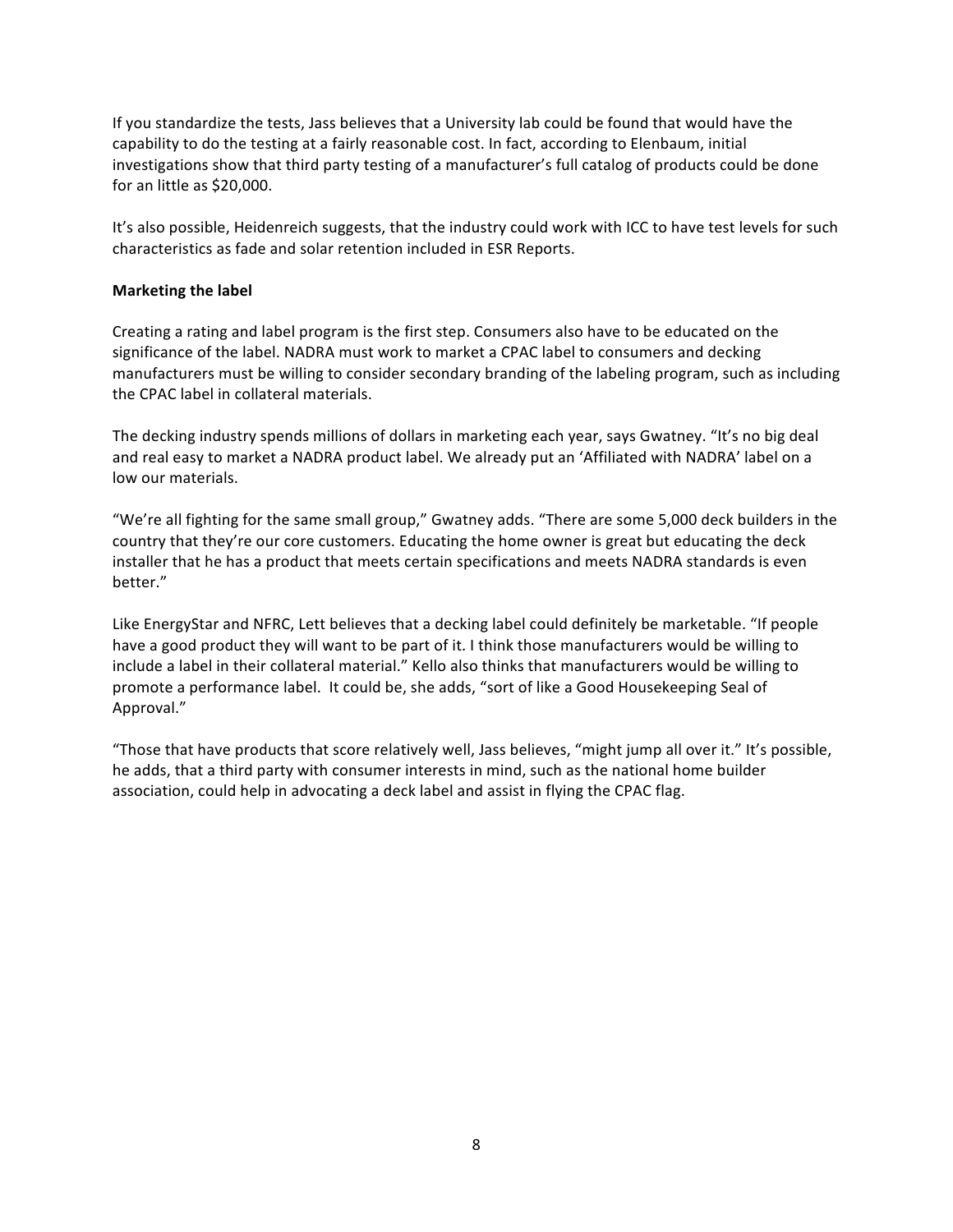If you standardize the tests, Jass believes that a University lab could be found that would have the capability to do the testing at a fairly reasonable cost. In fact, according to Elenbaum, initial investigations show that third party testing of a manufacturer's full catalog of products could be done for an little as $20,000.

It's also possible, Heidenreich suggests, that the industry could work with ICC to have test levels for such characteristics as fade and solar retention included in ESR Reports.

**Marketing the label**

Creating a rating and label program is the first step. Consumers also have to be educated on the significance of the label. NADRA must work to market a CPAC label to consumers and decking manufacturers must be willing to consider secondary branding of the labeling program, such as including the CPAC label in collateral materials.

The decking industry spends millions of dollars in marketing each year, says Gwatney. "It's no big deal and real easy to market a NADRA product label. We already put an 'Affiliated with NADRA' label on a low our materials.

"We're all fighting for the same small group," Gwatney adds. "There are some 5,000 deck builders in the country that they're our core customers. Educating the home owner is great but educating the deck installer that he has a product that meets certain specifications and meets NADRA standards is even better."

Like EnergyStar and NFRC, Lett believes that a decking label could definitely be marketable. "If people have a good product they will want to be part of it. I think those manufacturers would be willing to include a label in their collateral material." Kello also thinks that manufacturers would be willing to promote a performance label. It could be, she adds, "sort of like a Good Housekeeping Seal of Approval."

"Those that have products that score relatively well, Jass believes, "might jump all over it." It's possible, he adds, that a third party with consumer interests in mind, such as the national home builder association, could help in advocating a deck label and assist in flying the CPAC flag.